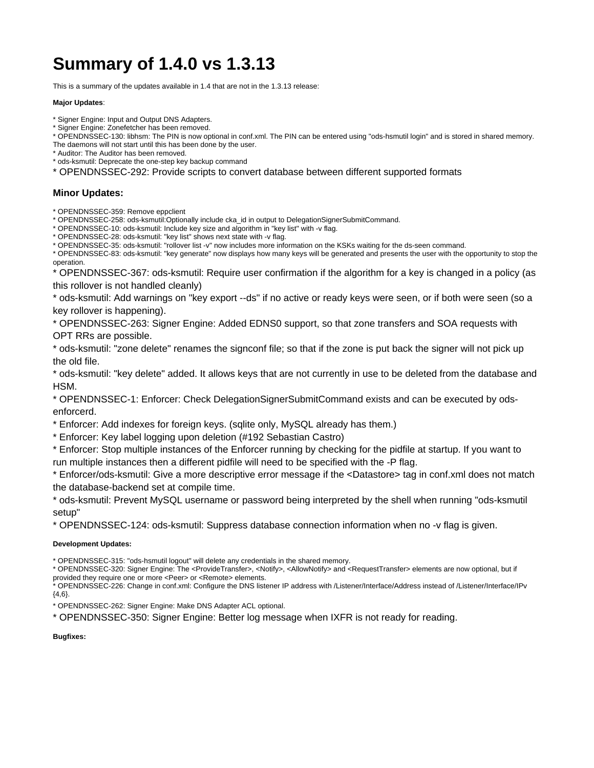# Summary of 1.4.0 vs 1.3.13

This is a summary of the updates available in 1.4 that are not in the 1.3.13 release:

**Major Updates**:

* Signer Engine: Input and Output DNS Adapters.
* Signer Engine: Zonefetcher has been removed.
* OPENDNSSEC-130: libhsm: The PIN is now optional in conf.xml. The PIN can be entered using "ods-hsmutil login" and is stored in shared memory. The daemons will not start until this has been done by the user.
* Auditor: The Auditor has been removed.
* ods-ksmutil: Deprecate the one-step key backup command
* OPENDNSSEC-292: Provide scripts to convert database between different supported formats

### Minor Updates:

* OPENDNSSEC-359: Remove eppclient
* OPENDNSSEC-258: ods-ksmutil:Optionally include cka_id in output to DelegationSignerSubmitCommand.
* OPENDNSSEC-10: ods-ksmutil: Include key size and algorithm in "key list" with -v flag.
* OPENDNSSEC-28: ods-ksmutil: "key list" shows next state with -v flag.
* OPENDNSSEC-35: ods-ksmutil: "rollover list -v" now includes more information on the KSKs waiting for the ds-seen command.
* OPENDNSSEC-83: ods-ksmutil: "key generate" now displays how many keys will be generated and presents the user with the opportunity to stop the operation.
* OPENDNSSEC-367: ods-ksmutil: Require user confirmation if the algorithm for a key is changed in a policy (as this rollover is not handled cleanly)
* ods-ksmutil: Add warnings on "key export --ds" if no active or ready keys were seen, or if both were seen (so a key rollover is happening).
* OPENDNSSEC-263: Signer Engine: Added EDNS0 support, so that zone transfers and SOA requests with OPT RRs are possible.
* ods-ksmutil: "zone delete" renames the signconf file; so that if the zone is put back the signer will not pick up the old file.
* ods-ksmutil: "key delete" added. It allows keys that are not currently in use to be deleted from the database and HSM.
* OPENDNSSEC-1: Enforcer: Check DelegationSignerSubmitCommand exists and can be executed by ods-enforcerd.
* Enforcer: Add indexes for foreign keys. (sqlite only, MySQL already has them.)
* Enforcer: Key label logging upon deletion (#192 Sebastian Castro)
* Enforcer: Stop multiple instances of the Enforcer running by checking for the pidfile at startup. If you want to run multiple instances then a different pidfile will need to be specified with the -P flag.
* Enforcer/ods-ksmutil: Give a more descriptive error message if the <Datastore> tag in conf.xml does not match the database-backend set at compile time.
* ods-ksmutil: Prevent MySQL username or password being interpreted by the shell when running "ods-ksmutil setup"
* OPENDNSSEC-124: ods-ksmutil: Suppress database connection information when no -v flag is given.

**Development Updates:**

* OPENDNSSEC-315: "ods-hsmutil logout" will delete any credentials in the shared memory.
* OPENDNSSEC-320: Signer Engine: The <ProvideTransfer>, <Notify>, <AllowNotify> and <RequestTransfer> elements are now optional, but if provided they require one or more <Peer> or <Remote> elements.
* OPENDNSSEC-226: Change in conf.xml: Configure the DNS listener IP address with /Listener/Interface/Address instead of /Listener/Interface/IPv{4,6}.
* OPENDNSSEC-262: Signer Engine: Make DNS Adapter ACL optional.
* OPENDNSSEC-350: Signer Engine: Better log message when IXFR is not ready for reading.

**Bugfixes:**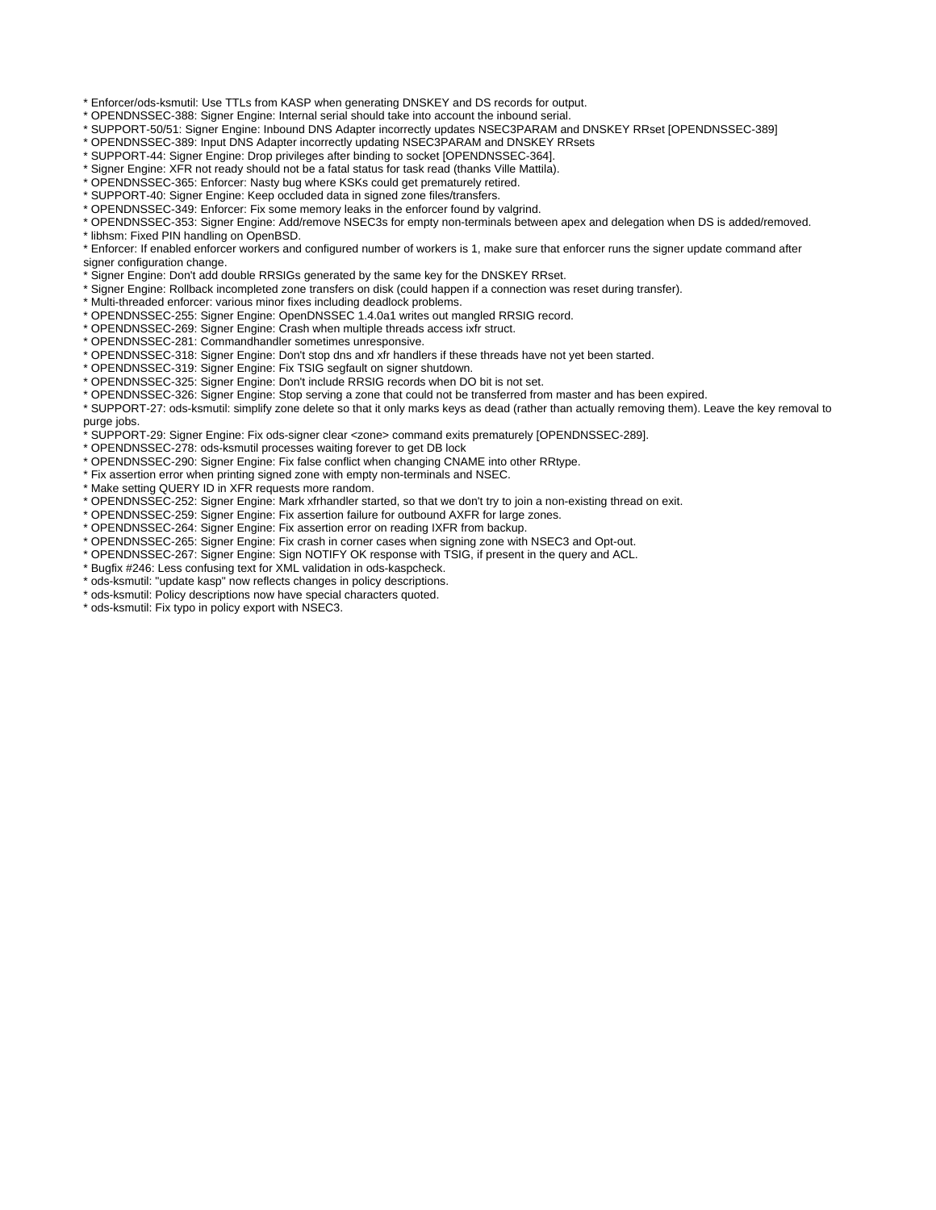* Enforcer/ods-ksmutil: Use TTLs from KASP when generating DNSKEY and DS records for output.
* OPENDNSSEC-388: Signer Engine: Internal serial should take into account the inbound serial.
* SUPPORT-50/51: Signer Engine: Inbound DNS Adapter incorrectly updates NSEC3PARAM and DNSKEY RRset [OPENDNSSEC-389]
* OPENDNSSEC-389: Input DNS Adapter incorrectly updating NSEC3PARAM and DNSKEY RRsets
* SUPPORT-44: Signer Engine: Drop privileges after binding to socket [OPENDNSSEC-364].
* Signer Engine: XFR not ready should not be a fatal status for task read (thanks Ville Mattila).
* OPENDNSSEC-365: Enforcer: Nasty bug where KSKs could get prematurely retired.
* SUPPORT-40: Signer Engine: Keep occluded data in signed zone files/transfers.
* OPENDNSSEC-349: Enforcer: Fix some memory leaks in the enforcer found by valgrind.
* OPENDNSSEC-353: Signer Engine: Add/remove NSEC3s for empty non-terminals between apex and delegation when DS is added/removed.
* libhsm: Fixed PIN handling on OpenBSD.
* Enforcer: If enabled enforcer workers and configured number of workers is 1, make sure that enforcer runs the signer update command after signer configuration change.
* Signer Engine: Don't add double RRSIGs generated by the same key for the DNSKEY RRset.
* Signer Engine: Rollback incompleted zone transfers on disk (could happen if a connection was reset during transfer).
* Multi-threaded enforcer: various minor fixes including deadlock problems.
* OPENDNSSEC-255: Signer Engine: OpenDNSSEC 1.4.0a1 writes out mangled RRSIG record.
* OPENDNSSEC-269: Signer Engine: Crash when multiple threads access ixfr struct.
* OPENDNSSEC-281: Commandhandler sometimes unresponsive.
* OPENDNSSEC-318: Signer Engine: Don't stop dns and xfr handlers if these threads have not yet been started.
* OPENDNSSEC-319: Signer Engine: Fix TSIG segfault on signer shutdown.
* OPENDNSSEC-325: Signer Engine: Don't include RRSIG records when DO bit is not set.
* OPENDNSSEC-326: Signer Engine: Stop serving a zone that could not be transferred from master and has been expired.
* SUPPORT-27: ods-ksmutil: simplify zone delete so that it only marks keys as dead (rather than actually removing them). Leave the key removal to purge jobs.
* SUPPORT-29: Signer Engine: Fix ods-signer clear <zone> command exits prematurely [OPENDNSSEC-289].
* OPENDNSSEC-278: ods-ksmutil processes waiting forever to get DB lock
* OPENDNSSEC-290: Signer Engine: Fix false conflict when changing CNAME into other RRtype.
* Fix assertion error when printing signed zone with empty non-terminals and NSEC.
* Make setting QUERY ID in XFR requests more random.
* OPENDNSSEC-252: Signer Engine: Mark xfrhandler started, so that we don't try to join a non-existing thread on exit.
* OPENDNSSEC-259: Signer Engine: Fix assertion failure for outbound AXFR for large zones.
* OPENDNSSEC-264: Signer Engine: Fix assertion error on reading IXFR from backup.
* OPENDNSSEC-265: Signer Engine: Fix crash in corner cases when signing zone with NSEC3 and Opt-out.
* OPENDNSSEC-267: Signer Engine: Sign NOTIFY OK response with TSIG, if present in the query and ACL.
* Bugfix #246: Less confusing text for XML validation in ods-kaspcheck.
* ods-ksmutil: "update kasp" now reflects changes in policy descriptions.
* ods-ksmutil: Policy descriptions now have special characters quoted.
* ods-ksmutil: Fix typo in policy export with NSEC3.